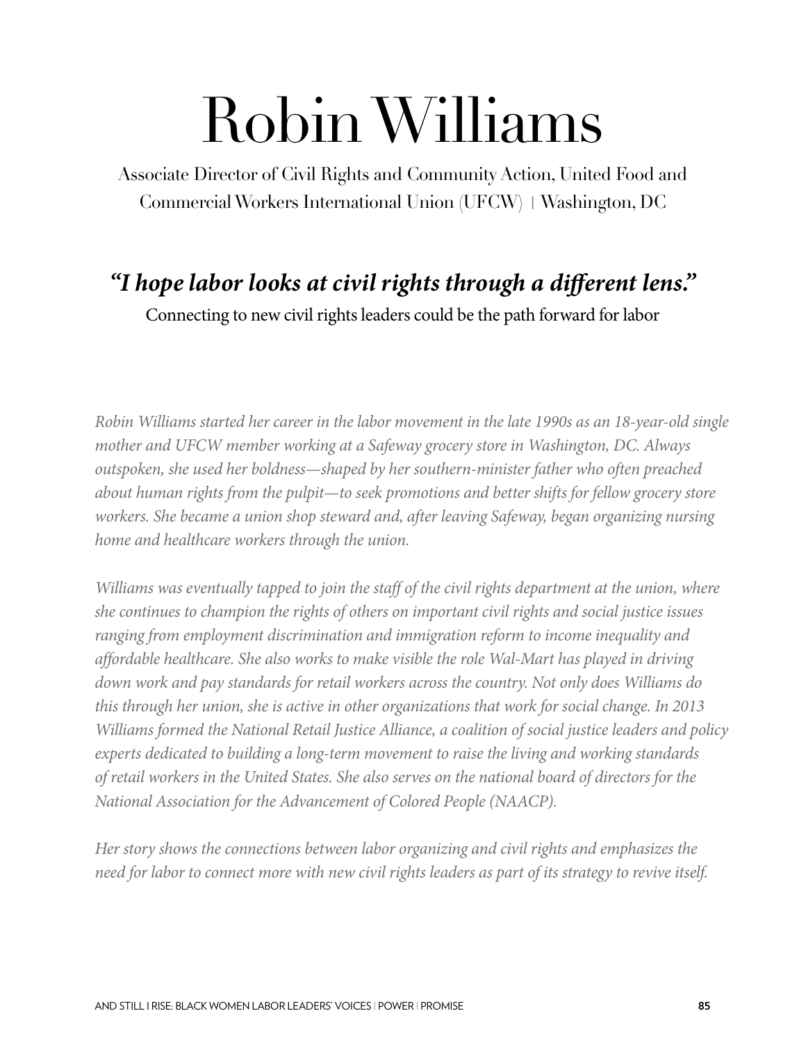# Robin Williams

Associate Director of Civil Rights and Community Action, United Food and Commercial Workers International Union (UFCW) | Washington, DC

## *"I hope labor looks at civil rights through a different lens."*

Connecting to new civil rights leaders could be the path forward for labor

*Robin Williams started her career in the labor movement in the late 1990s as an 18-year-old single mother and UFCW member working at a Safeway grocery store in Washington, DC. Always outspoken, she used her boldness—shaped by her southern-minister father who often preached about human rights from the pulpit—to seek promotions and better shifts for fellow grocery store workers. She became a union shop steward and, after leaving Safeway, began organizing nursing home and healthcare workers through the union.*

*Williams was eventually tapped to join the staff of the civil rights department at the union, where she continues to champion the rights of others on important civil rights and social justice issues ranging from employment discrimination and immigration reform to income inequality and affordable healthcare. She also works to make visible the role Wal-Mart has played in driving down work and pay standards for retail workers across the country. Not only does Williams do this through her union, she is active in other organizations that work for social change. In 2013 Williams formed the National Retail Justice Alliance, a coalition of social justice leaders and policy experts dedicated to building a long-term movement to raise the living and working standards of retail workers in the United States. She also serves on the national board of directors for the National Association for the Advancement of Colored People (NAACP).*

*Her story shows the connections between labor organizing and civil rights and emphasizes the need for labor to connect more with new civil rights leaders as part of its strategy to revive itself.*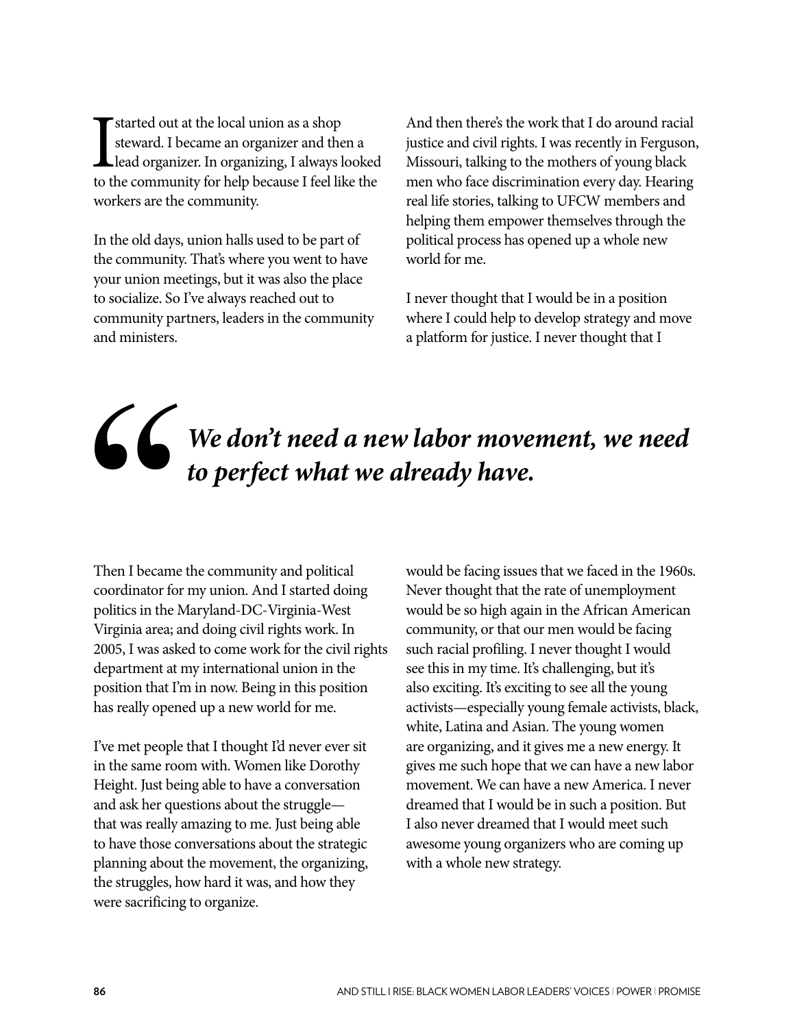I started out at the local union as a shop steward. I became an organizer and then a lead organizer. In organizing, I always looked to the community for help because I feel like the workers are the community.

In the old days, union halls used to be part of the community. That's where you went to have your union meetings, but it was also the place to socialize. So I've always reached out to community partners, leaders in the community and ministers.

Then I became the community and political coordinator for my union. And I started doing politics in the Maryland-DC-Virginia-West Virginia area; and doing civil rights work. In 2005, I was asked to come work for the civil rights department at my international union in the position that I'm in now. Being in this position has really opened up a new world for me.

I've met people that I thought I'd never ever sit in the same room with. Women like Dorothy Height. Just being able to have a conversation and ask her questions about the struggle—that was really amazing to me. Just being able to have those conversations about the strategic planning about the movement, the organizing, the struggles, how hard it was, and how they were sacrificing to organize.

And then there's the work that I do around racial justice and civil rights. I was recently in Ferguson, Missouri, talking to the mothers of young black men who face discrimination every day. Hearing real life stories, talking to UFCW members and helping them empower themselves through the political process has opened up a whole new world for me.

I never thought that I would be in a position where I could help to develop strategy and move a platform for justice. I never thought that I would be facing issues that we faced in the 1960s. Never thought that the rate of unemployment would be so high again in the African American community, or that our men would be facing such racial profiling. I never thought I would see this in my time. It's challenging, but it's also exciting. It's exciting to see all the young activists—especially young female activists, black, white, Latina and Asian. The young women are organizing, and it gives me a new energy. It gives me such hope that we can have a new labor movement. We can have a new America. I never dreamed that I would be in such a position. But I also never dreamed that I would meet such awesome young organizers who are coming up with a whole new strategy.

> ***"We don't need a new labor movement, we need to perfect what we already have.***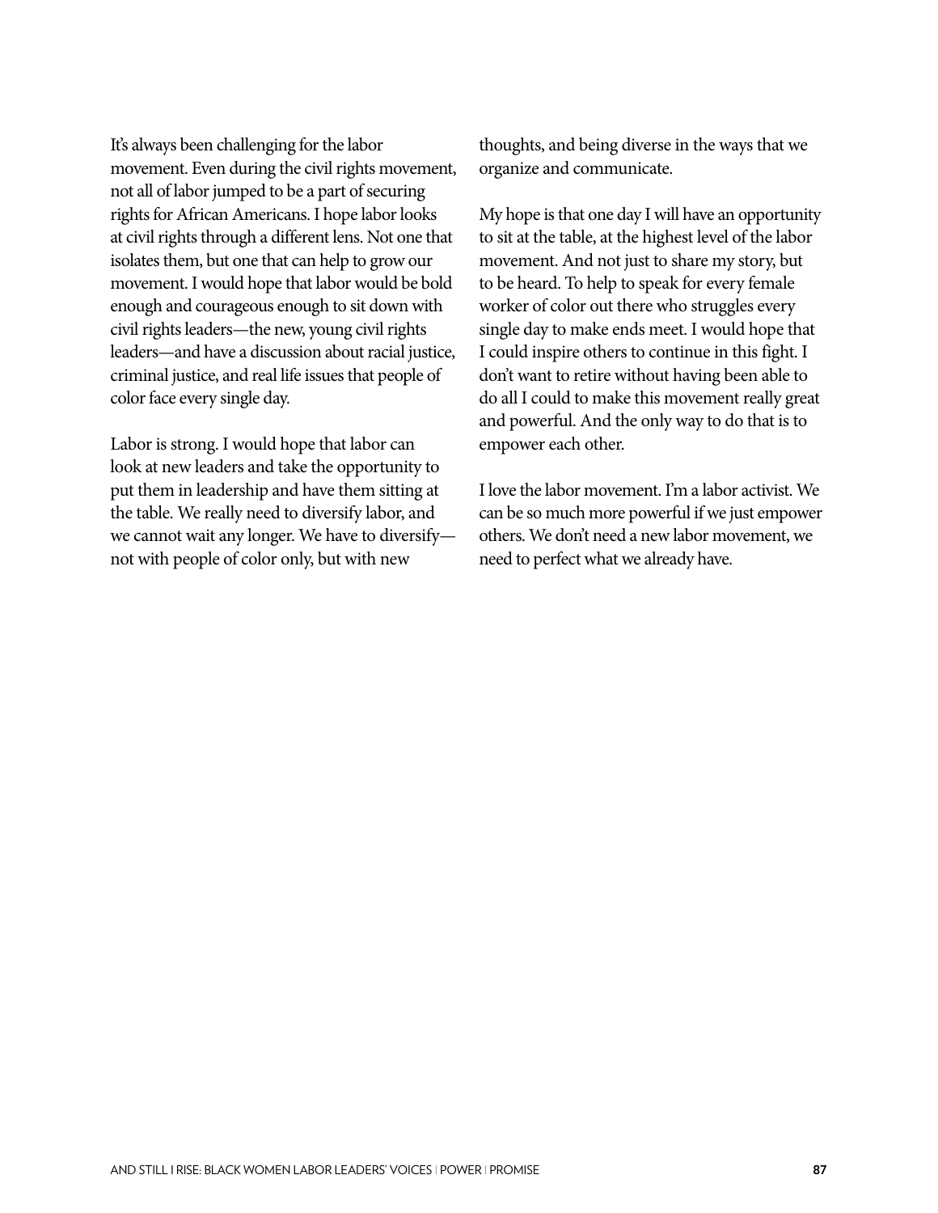It's always been challenging for the labor movement. Even during the civil rights movement, not all of labor jumped to be a part of securing rights for African Americans. I hope labor looks at civil rights through a different lens. Not one that isolates them, but one that can help to grow our movement. I would hope that labor would be bold enough and courageous enough to sit down with civil rights leaders—the new, young civil rights leaders—and have a discussion about racial justice, criminal justice, and real life issues that people of color face every single day.

Labor is strong. I would hope that labor can look at new leaders and take the opportunity to put them in leadership and have them sitting at the table. We really need to diversify labor, and we cannot wait any longer. We have to diversify—not with people of color only, but with new thoughts, and being diverse in the ways that we organize and communicate.

My hope is that one day I will have an opportunity to sit at the table, at the highest level of the labor movement. And not just to share my story, but to be heard. To help to speak for every female worker of color out there who struggles every single day to make ends meet. I would hope that I could inspire others to continue in this fight. I don't want to retire without having been able to do all I could to make this movement really great and powerful. And the only way to do that is to empower each other.

I love the labor movement. I'm a labor activist. We can be so much more powerful if we just empower others. We don't need a new labor movement, we need to perfect what we already have.